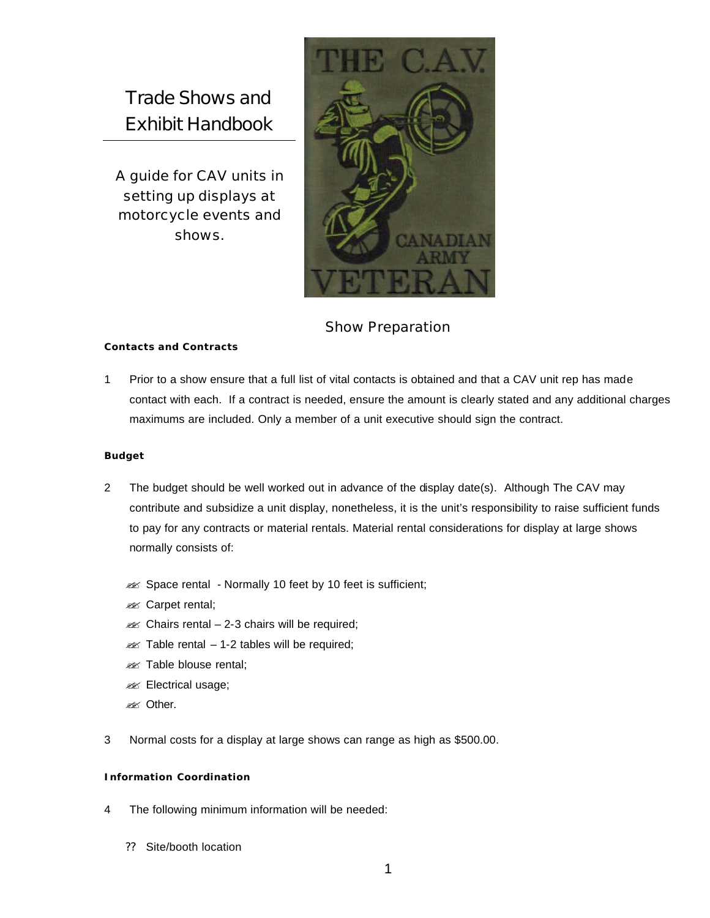# Trade Shows and Exhibit Handbook

A guide for CAV units in setting up displays at motorcycle events and shows.

## Show Preparation

**Contacts and Contracts**

1 Prior to a show ensure that a full list of vital contacts is obtained and that a CAV unit rep has made contact with each. If a contract is needed, ensure the amount is clearly stated and any additional charges maximums are included. Only a member of a unit executive should sign the contract.

**Budget**

2 The budget should be well worked out in advance of the display date(s). Although The CAV may contribute and subsidize a unit display, nonetheless, it is the unit's responsibility to raise sufficient funds to pay for any contracts or material rentals. Material rental considerations for display at large shows normally consists of:

- Space rental - Normally 10 feet by 10 feet is sufficient;
- Carpet rental;
- Chairs rental – 2-3 chairs will be required;
- Table rental – 1-2 tables will be required;
- Table blouse rental;
- Electrical usage;
- Other.

3 Normal costs for a display at large shows can range as high as $500.00.

**Information Coordination**

4 The following minimum information will be needed:

- Site/booth location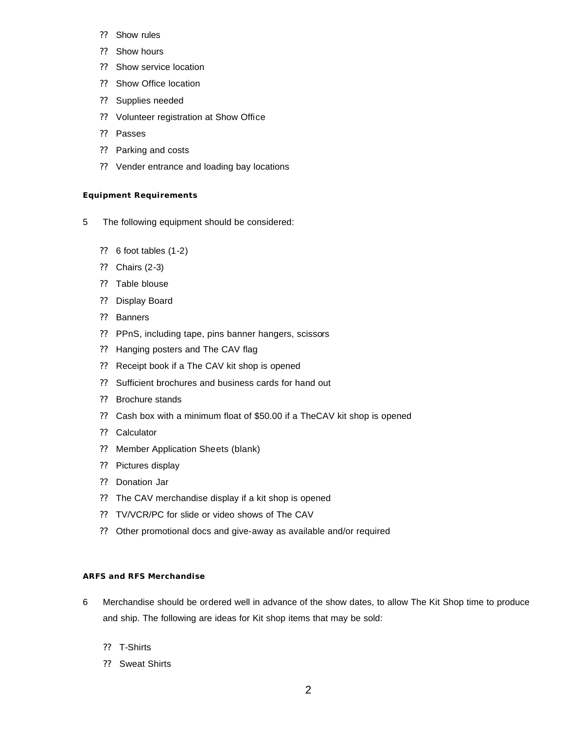- Show rules
- Show hours
- Show service location
- Show Office location
- Supplies needed
- Volunteer registration at Show Office
- Passes
- Parking and costs
- Vender entrance and loading bay locations

**Equipment Requirements**

5 The following equipment should be considered:

- 6 foot tables (1-2)
- Chairs (2-3)
- Table blouse
- Display Board
- Banners
- PPnS, including tape, pins banner hangers, scissors
- Hanging posters and The CAV flag
- Receipt book if a The CAV kit shop is opened
- Sufficient brochures and business cards for hand out
- Brochure stands
- Cash box with a minimum float of $50.00 if a TheCAV kit shop is opened
- Calculator
- Member Application Sheets (blank)
- Pictures display
- Donation Jar
- The CAV merchandise display if a kit shop is opened
- TV/VCR/PC for slide or video shows of The CAV
- Other promotional docs and give-away as available and/or required

**ARFS and RFS Merchandise**

6 Merchandise should be ordered well in advance of the show dates, to allow The Kit Shop time to produce and ship. The following are ideas for Kit shop items that may be sold:

- T-Shirts
- Sweat Shirts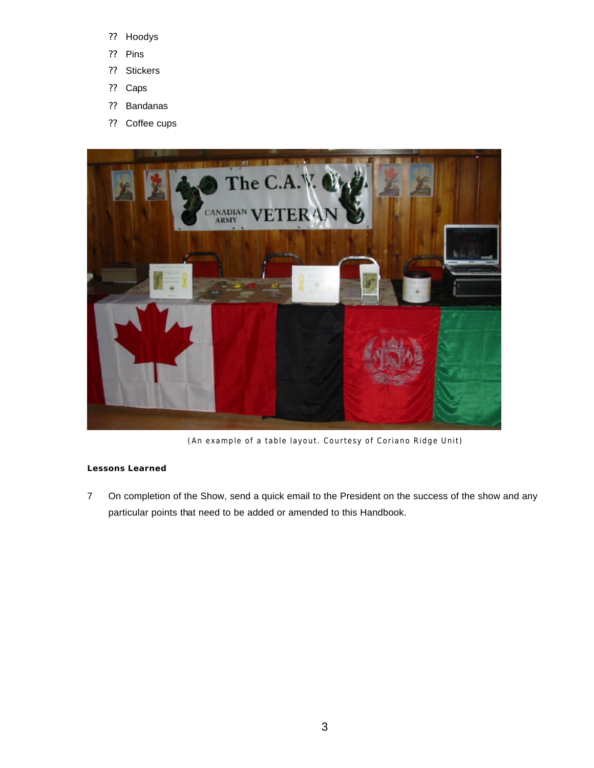- Hoodys
- Pins
- Stickers
- Caps
- Bandanas
- Coffee cups

(An example of a table layout. Courtesy of Coriano Ridge Unit)

**Lessons Learned**

7 On completion of the Show, send a quick email to the President on the success of the show and any particular points that need to be added or amended to this Handbook.